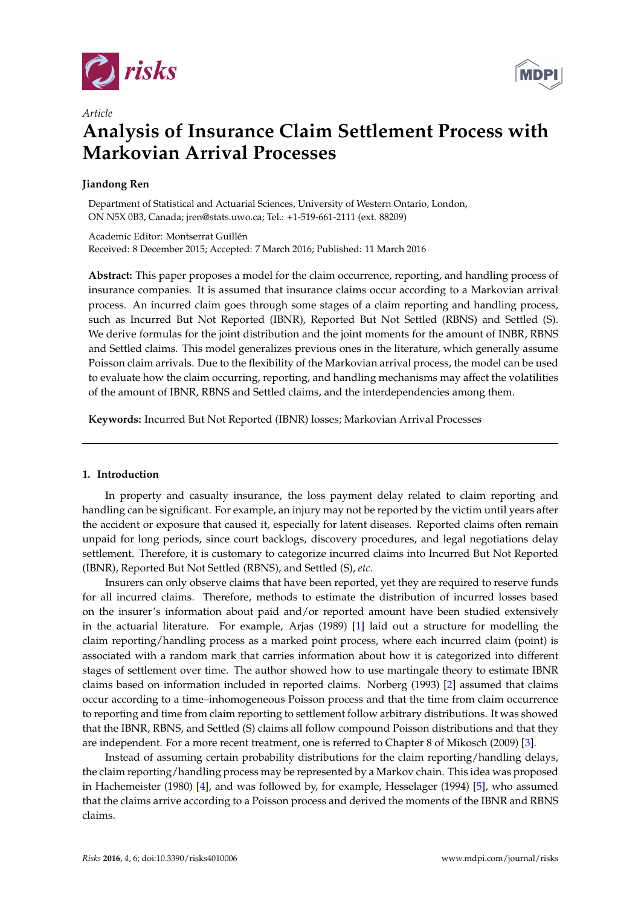*Article*

# Analysis of Insurance Claim Settlement Process with Markovian Arrival Processes

**Jiandong Ren**

Department of Statistical and Actuarial Sciences, University of Western Ontario, London, ON N5X 0B3, Canada; jren@stats.uwo.ca; Tel.: +1-519-661-2111 (ext. 88209)

Academic Editor: Montserrat Guillén

Received: 8 December 2015; Accepted: 7 March 2016; Published: 11 March 2016

**Abstract:** This paper proposes a model for the claim occurrence, reporting, and handling process of insurance companies. It is assumed that insurance claims occur according to a Markovian arrival process. An incurred claim goes through some stages of a claim reporting and handling process, such as Incurred But Not Reported (IBNR), Reported But Not Settled (RBNS) and Settled (S). We derive formulas for the joint distribution and the joint moments for the amount of INBR, RBNS and Settled claims. This model generalizes previous ones in the literature, which generally assume Poisson claim arrivals. Due to the flexibility of the Markovian arrival process, the model can be used to evaluate how the claim occurring, reporting, and handling mechanisms may affect the volatilities of the amount of IBNR, RBNS and Settled claims, and the interdependencies among them.

**Keywords:** Incurred But Not Reported (IBNR) losses; Markovian Arrival Processes

## 1. Introduction

In property and casualty insurance, the loss payment delay related to claim reporting and handling can be significant. For example, an injury may not be reported by the victim until years after the accident or exposure that caused it, especially for latent diseases. Reported claims often remain unpaid for long periods, since court backlogs, discovery procedures, and legal negotiations delay settlement. Therefore, it is customary to categorize incurred claims into Incurred But Not Reported (IBNR), Reported But Not Settled (RBNS), and Settled (S), *etc.*

Insurers can only observe claims that have been reported, yet they are required to reserve funds for all incurred claims. Therefore, methods to estimate the distribution of incurred losses based on the insurer's information about paid and/or reported amount have been studied extensively in the actuarial literature. For example, Arjas (1989) [1] laid out a structure for modelling the claim reporting/handling process as a marked point process, where each incurred claim (point) is associated with a random mark that carries information about how it is categorized into different stages of settlement over time. The author showed how to use martingale theory to estimate IBNR claims based on information included in reported claims. Norberg (1993) [2] assumed that claims occur according to a time–inhomogeneous Poisson process and that the time from claim occurrence to reporting and time from claim reporting to settlement follow arbitrary distributions. It was showed that the IBNR, RBNS, and Settled (S) claims all follow compound Poisson distributions and that they are independent. For a more recent treatment, one is referred to Chapter 8 of Mikosch (2009) [3].

Instead of assuming certain probability distributions for the claim reporting/handling delays, the claim reporting/handling process may be represented by a Markov chain. This idea was proposed in Hachemeister (1980) [4], and was followed by, for example, Hesselager (1994) [5], who assumed that the claims arrive according to a Poisson process and derived the moments of the IBNR and RBNS claims.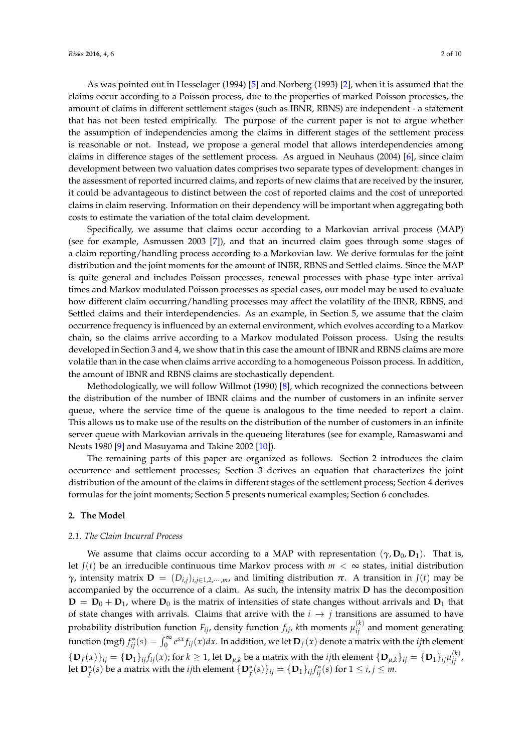As was pointed out in Hesselager (1994) [5] and Norberg (1993) [2], when it is assumed that the claims occur according to a Poisson process, due to the properties of marked Poisson processes, the amount of claims in different settlement stages (such as IBNR, RBNS) are independent - a statement that has not been tested empirically. The purpose of the current paper is not to argue whether the assumption of independencies among the claims in different stages of the settlement process is reasonable or not. Instead, we propose a general model that allows interdependencies among claims in difference stages of the settlement process. As argued in Neuhaus (2004) [6], since claim development between two valuation dates comprises two separate types of development: changes in the assessment of reported incurred claims, and reports of new claims that are received by the insurer, it could be advantageous to distinct between the cost of reported claims and the cost of unreported claims in claim reserving. Information on their dependency will be important when aggregating both costs to estimate the variation of the total claim development.

Specifically, we assume that claims occur according to a Markovian arrival process (MAP) (see for example, Asmussen 2003 [7]), and that an incurred claim goes through some stages of a claim reporting/handling process according to a Markovian law. We derive formulas for the joint distribution and the joint moments for the amount of INBR, RBNS and Settled claims. Since the MAP is quite general and includes Poisson processes, renewal processes with phase–type inter–arrival times and Markov modulated Poisson processes as special cases, our model may be used to evaluate how different claim occurring/handling processes may affect the volatility of the IBNR, RBNS, and Settled claims and their interdependencies. As an example, in Section 5, we assume that the claim occurrence frequency is influenced by an external environment, which evolves according to a Markov chain, so the claims arrive according to a Markov modulated Poisson process. Using the results developed in Section 3 and 4, we show that in this case the amount of IBNR and RBNS claims are more volatile than in the case when claims arrive according to a homogeneous Poisson process. In addition, the amount of IBNR and RBNS claims are stochastically dependent.

Methodologically, we will follow Willmot (1990) [8], which recognized the connections between the distribution of the number of IBNR claims and the number of customers in an infinite server queue, where the service time of the queue is analogous to the time needed to report a claim. This allows us to make use of the results on the distribution of the number of customers in an infinite server queue with Markovian arrivals in the queueing literatures (see for example, Ramaswami and Neuts 1980 [9] and Masuyama and Takine 2002 [10]).

The remaining parts of this paper are organized as follows. Section 2 introduces the claim occurrence and settlement processes; Section 3 derives an equation that characterizes the joint distribution of the amount of the claims in different stages of the settlement process; Section 4 derives formulas for the joint moments; Section 5 presents numerical examples; Section 6 concludes.

## 2. The Model

### *2.1. The Claim Incurral Process*

We assume that claims occur according to a MAP with representation $(\boldsymbol{\gamma}, \mathbf{D}_0, \mathbf{D}_1)$. That is, let $J(t)$ be an irreducible continuous time Markov process with $m < \infty$ states, initial distribution $\boldsymbol{\gamma}$, intensity matrix $\mathbf{D} = (D_{i,j})_{i,j \in 1,2,\cdots,m}$, and limiting distribution $\boldsymbol{\pi}$. A transition in $J(t)$ may be accompanied by the occurrence of a claim. As such, the intensity matrix $\mathbf{D}$ has the decomposition $\mathbf{D} = \mathbf{D}_0 + \mathbf{D}_1$, where $\mathbf{D}_0$ is the matrix of intensities of state changes without arrivals and $\mathbf{D}_1$ that of state changes with arrivals. Claims that arrive with the $i \to j$ transitions are assumed to have probability distribution function $F_{ij}$, density function $f_{ij}$, $k$th moments $\mu_{ij}^{(k)}$ and moment generating function (mgf) $f_{ij}^*(s) = \int_0^\infty e^{sx} f_{ij}(x)dx$. In addition, we let $\mathbf{D}_f(x)$ denote a matrix with the $ij$th element $\{\mathbf{D}_f(x)\}_{ij} = \{\mathbf{D}_1\}_{ij} f_{ij}(x)$; for $k \geq 1$, let $\mathbf{D}_{\mu,k}$ be a matrix with the $ij$th element $\{\mathbf{D}_{\mu,k}\}_{ij} = \{\mathbf{D}_1\}_{ij} \mu_{ij}^{(k)}$, let $\mathbf{D}_f^*(s)$ be a matrix with the $ij$th element $\{\mathbf{D}_f^*(s)\}_{ij} = \{\mathbf{D}_1\}_{ij} f_{ij}^*(s)$ for $1 \leq i, j \leq m$.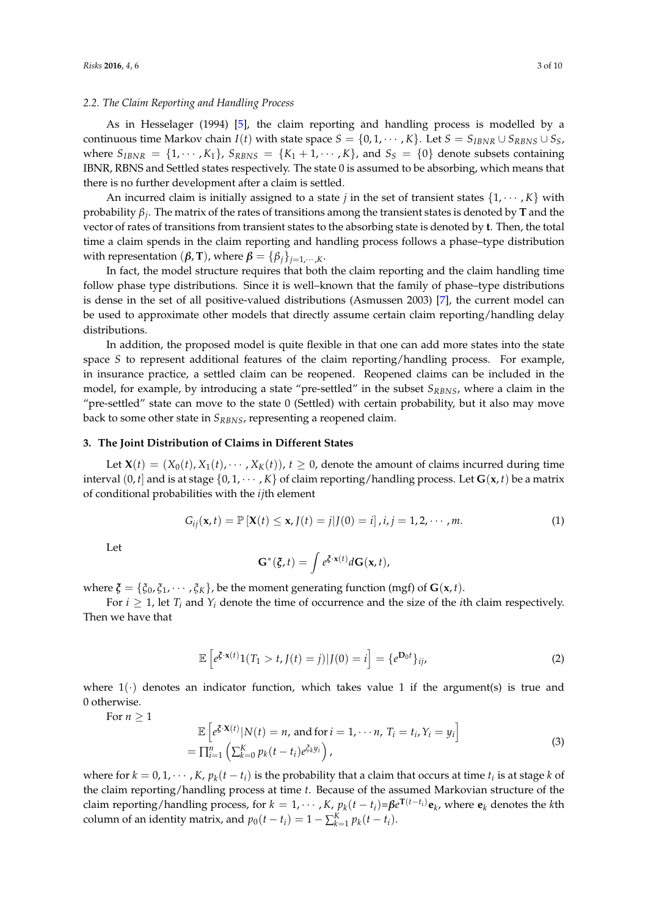### 2.2. The Claim Reporting and Handling Process

As in Hesselager (1994) [5], the claim reporting and handling process is modelled by a continuous time Markov chain $I(t)$ with state space $S = \{0, 1, \cdots, K\}$. Let $S = S_{IBNR} \cup S_{RBNS} \cup S_S$, where $S_{IBNR} = \{1, \cdots, K_1\}$, $S_{RBNS} = \{K_1 + 1, \cdots, K\}$, and $S_S = \{0\}$ denote subsets containing IBNR, RBNS and Settled states respectively. The state 0 is assumed to be absorbing, which means that there is no further development after a claim is settled.

An incurred claim is initially assigned to a state $j$ in the set of transient states $\{1, \cdots, K\}$ with probability $\beta_j$. The matrix of the rates of transitions among the transient states is denoted by $\mathbf{T}$ and the vector of rates of transitions from transient states to the absorbing state is denoted by $\mathbf{t}$. Then, the total time a claim spends in the claim reporting and handling process follows a phase–type distribution with representation $(\boldsymbol{\beta}, \mathbf{T})$, where $\boldsymbol{\beta} = \{\beta_j\}_{j=1,\cdots,K}$.

In fact, the model structure requires that both the claim reporting and the claim handling time follow phase type distributions. Since it is well–known that the family of phase–type distributions is dense in the set of all positive-valued distributions (Asmussen 2003) [7], the current model can be used to approximate other models that directly assume certain claim reporting/handling delay distributions.

In addition, the proposed model is quite flexible in that one can add more states into the state space $S$ to represent additional features of the claim reporting/handling process. For example, in insurance practice, a settled claim can be reopened. Reopened claims can be included in the model, for example, by introducing a state "pre-settled" in the subset $S_{RBNS}$, where a claim in the "pre-settled" state can move to the state 0 (Settled) with certain probability, but it also may move back to some other state in $S_{RBNS}$, representing a reopened claim.

## 3. The Joint Distribution of Claims in Different States

Let $\mathbf{X}(t) = (X_0(t), X_1(t), \cdots, X_K(t))$, $t \geq 0$, denote the amount of claims incurred during time interval $(0, t]$ and is at stage $\{0, 1, \cdots, K\}$ of claim reporting/handling process. Let $\mathbf{G}(\mathbf{x}, t)$ be a matrix of conditional probabilities with the $ij$th element

$$G_{ij}(\mathbf{x}, t) = \mathbb{P}\left[\mathbf{X}(t) \leq \mathbf{x}, J(t) = j | J(0) = i\right], i, j = 1, 2, \cdots, m. \tag{1}$$

Let

$$\mathbf{G}^*(\boldsymbol{\xi}, t) = \int e^{\boldsymbol{\xi} \cdot \mathbf{x}(t)} d\mathbf{G}(\mathbf{x}, t),$$

where $\boldsymbol{\xi} = \{\xi_0, \xi_1, \cdots, \xi_K\}$, be the moment generating function (mgf) of $\mathbf{G}(\mathbf{x}, t)$.

For $i \geq 1$, let $T_i$ and $Y_i$ denote the time of occurrence and the size of the $i$th claim respectively. Then we have that

$$\mathbb{E}\left[e^{\boldsymbol{\xi} \cdot \mathbf{x}(t)} 1(T_1 > t, J(t) = j) | J(0) = i\right] = \{e^{\mathbf{D}_0 t}\}_{ij}, \tag{2}$$

where $1(\cdot)$ denotes an indicator function, which takes value 1 if the argument(s) is true and 0 otherwise.

For $n \geq 1$

$$\begin{aligned} &\mathbb{E}\left[e^{\boldsymbol{\xi} \cdot \mathbf{X}(t)} | N(t) = n, \text{ and for } i = 1, \cdots n,\ T_i = t_i, Y_i = y_i\right] \\ &= \prod_{i=1}^{n} \left(\sum_{k=0}^{K} p_k(t - t_i) e^{\xi_k y_i}\right), \end{aligned} \tag{3}$$

where for $k = 0, 1, \cdots, K$, $p_k(t - t_i)$ is the probability that a claim that occurs at time $t_i$ is at stage $k$ of the claim reporting/handling process at time $t$. Because of the assumed Markovian structure of the claim reporting/handling process, for $k = 1, \cdots, K$, $p_k(t - t_i) = \boldsymbol{\beta} e^{\mathbf{T}(t - t_i)} \mathbf{e}_k$, where $\mathbf{e}_k$ denotes the $k$th column of an identity matrix, and $p_0(t - t_i) = 1 - \sum_{k=1}^{K} p_k(t - t_i)$.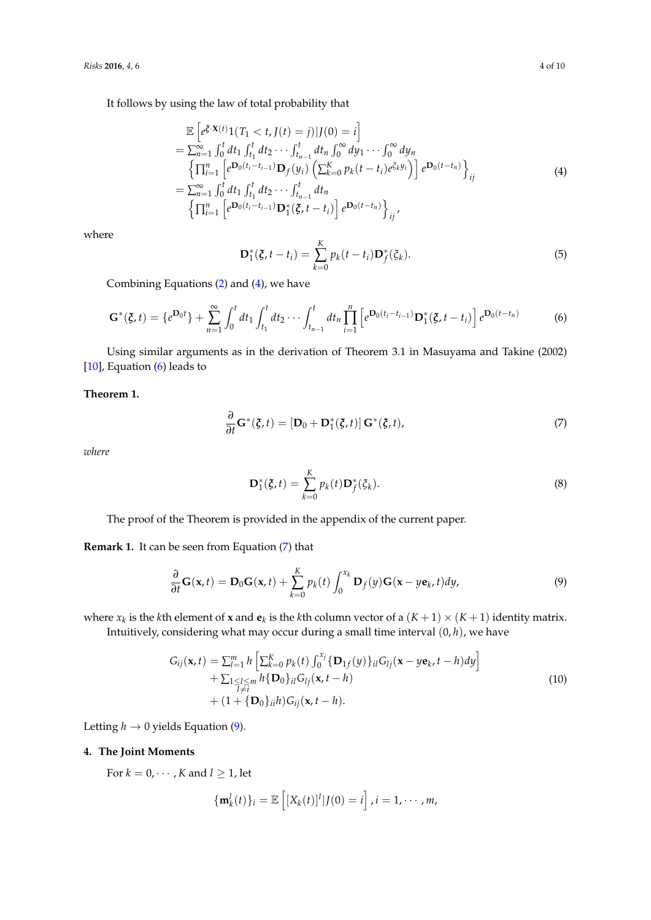It follows by using the law of total probability that

$$
\begin{aligned}
&\mathbb{E}\left[e^{\boldsymbol{\xi}\cdot\mathbf{X}(t)}1(T_1 < t, J(t) = j)|J(0) = i\right] \\
&= \textstyle\sum_{n=1}^{\infty} \int_0^t dt_1 \int_{t_1}^t dt_2 \cdots \int_{t_{n-1}}^t dt_n \int_0^{\infty} dy_1 \cdots \int_0^{\infty} dy_n \\
&\quad \left\{\textstyle\prod_{i=1}^{n}\left[e^{\mathbf{D}_0(t_i - t_{i-1})}\mathbf{D}_f(y_i)\left(\sum_{k=0}^{K} p_k(t-t_i)e^{\xi_k y_i}\right)\right]e^{\mathbf{D}_0(t-t_n)}\right\}_{ij} \\
&= \textstyle\sum_{n=1}^{\infty} \int_0^t dt_1 \int_{t_1}^t dt_2 \cdots \int_{t_{n-1}}^t dt_n \\
&\quad \left\{\textstyle\prod_{i=1}^{n}\left[e^{\mathbf{D}_0(t_i - t_{i-1})}\mathbf{D}_1^*(\boldsymbol{\xi}, t-t_i)\right]e^{\mathbf{D}_0(t-t_n)}\right\}_{ij},
\end{aligned}
\tag{4}
$$

where

$$
\mathbf{D}_1^*(\boldsymbol{\xi}, t-t_i) = \sum_{k=0}^{K} p_k(t-t_i)\mathbf{D}_f^*(\xi_k). \tag{5}
$$

Combining Equations (2) and (4), we have

$$
\mathbf{G}^*(\boldsymbol{\xi}, t) = \{e^{\mathbf{D}_0 t}\} + \sum_{n=1}^{\infty}\int_0^t dt_1 \int_{t_1}^t dt_2 \cdots \int_{t_{n-1}}^t dt_n \prod_{i=1}^{n}\left[e^{\mathbf{D}_0(t_i-t_{i-1})}\mathbf{D}_1^*(\boldsymbol{\xi}, t-t_i)\right]e^{\mathbf{D}_0(t-t_n)} \tag{6}
$$

Using similar arguments as in the derivation of Theorem 3.1 in Masuyama and Takine (2002) [10], Equation (6) leads to

**Theorem 1.**

$$
\frac{\partial}{\partial t}\mathbf{G}^*(\boldsymbol{\xi}, t) = \left[\mathbf{D}_0 + \mathbf{D}_1^*(\boldsymbol{\xi}, t)\right]\mathbf{G}^*(\boldsymbol{\xi}, t), \tag{7}
$$

*where*

$$
\mathbf{D}_1^*(\boldsymbol{\xi}, t) = \sum_{k=0}^{K} p_k(t)\mathbf{D}_f^*(\xi_k). \tag{8}
$$

The proof of the Theorem is provided in the appendix of the current paper.

**Remark 1.** It can be seen from Equation (7) that

$$
\frac{\partial}{\partial t}\mathbf{G}(\mathbf{x}, t) = \mathbf{D}_0\mathbf{G}(\mathbf{x}, t) + \sum_{k=0}^{K} p_k(t)\int_0^{x_k}\mathbf{D}_f(y)\mathbf{G}(\mathbf{x} - y\mathbf{e}_k, t)dy, \tag{9}
$$

where $x_k$ is the $k$th element of $\mathbf{x}$ and $\mathbf{e}_k$ is the $k$th column vector of a $(K+1)\times(K+1)$ identity matrix.

Intuitively, considering what may occur during a small time interval $(0, h)$, we have

$$
\begin{aligned}
G_{ij}(\mathbf{x}, t) &= \textstyle\sum_{l=1}^{m} h\left[\sum_{k=0}^{K} p_k(t)\int_0^{x_j}\{\mathbf{D}_{1f}(y)\}_{il}G_{lj}(\mathbf{x} - y\mathbf{e}_k, t-h)dy\right] \\
&\quad + \textstyle\sum_{\substack{1\le l\le m \\ l\ne i}} h\{\mathbf{D}_0\}_{il}G_{lj}(\mathbf{x}, t-h) \\
&\quad + (1 + \{\mathbf{D}_0\}_{ii}h)G_{ij}(\mathbf{x}, t-h).
\end{aligned}
\tag{10}
$$

Letting $h \to 0$ yields Equation (9).

## 4. The Joint Moments

For $k = 0, \cdots, K$ and $l \ge 1$, let

$$
\{\mathbf{m}_k^l(t)\}_i = \mathbb{E}\left[[X_k(t)]^l | J(0) = i\right], i = 1, \cdots, m,
$$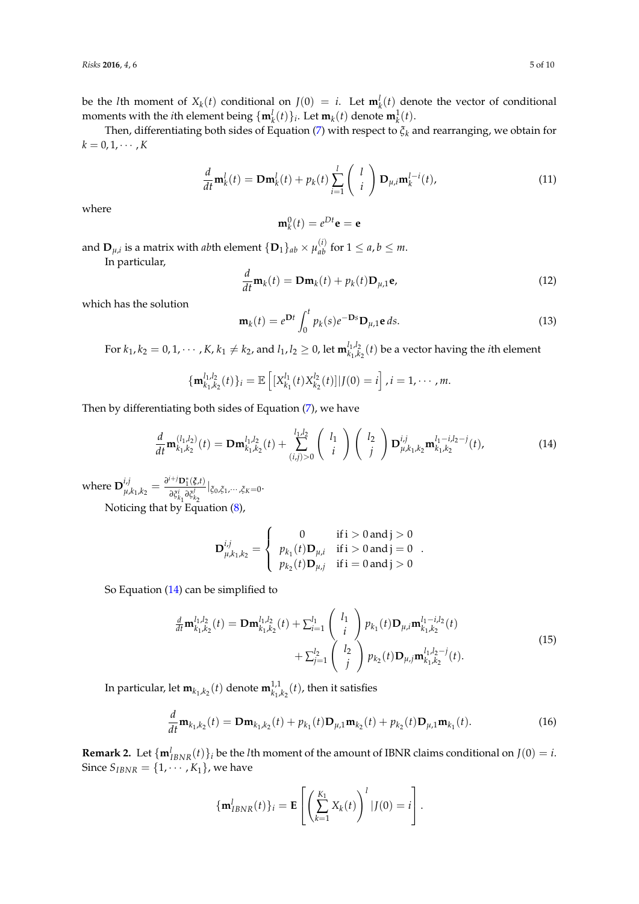be the $l$th moment of $X_k(t)$ conditional on $J(0) = i$. Let $\mathbf{m}_k^l(t)$ denote the vector of conditional moments with the $i$th element being $\{\mathbf{m}_k^l(t)\}_i$. Let $\mathbf{m}_k(t)$ denote $\mathbf{m}_k^1(t)$.

Then, differentiating both sides of Equation (7) with respect to $\xi_k$ and rearranging, we obtain for $k = 0, 1, \cdots, K$

$$\frac{d}{dt}\mathbf{m}_k^l(t) = \mathbf{D}\mathbf{m}_k^l(t) + p_k(t)\sum_{i=1}^{l}\begin{pmatrix} l \\ i \end{pmatrix}\mathbf{D}_{\mu,i}\mathbf{m}_k^{l-i}(t), \tag{11}$$

where

$$\mathbf{m}_k^0(t) = e^{Dt}\mathbf{e} = \mathbf{e}$$

and $\mathbf{D}_{\mu,i}$ is a matrix with $ab$th element $\{\mathbf{D}_1\}_{ab} \times \mu_{ab}^{(i)}$ for $1 \le a, b \le m$.

In particular,

$$\frac{d}{dt}\mathbf{m}_k(t) = \mathbf{D}\mathbf{m}_k(t) + p_k(t)\mathbf{D}_{\mu,1}\mathbf{e}, \tag{12}$$

which has the solution

$$\mathbf{m}_k(t) = e^{\mathbf{D}t}\int_0^t p_k(s)e^{-\mathbf{D}s}\mathbf{D}_{\mu,1}\mathbf{e}\,ds. \tag{13}$$

For $k_1, k_2 = 0, 1, \cdots, K$, $k_1 \neq k_2$, and $l_1, l_2 \ge 0$, let $\mathbf{m}_{k_1,k_2}^{l_1,l_2}(t)$ be a vector having the $i$th element

$$\{\mathbf{m}_{k_1,k_2}^{l_1,l_2}(t)\}_i = \mathbb{E}\left[[X_{k_1}^{l_1}(t)X_{k_2}^{l_2}(t)]|J(0) = i\right], i = 1, \cdots, m.$$

Then by differentiating both sides of Equation (7), we have

$$\frac{d}{dt}\mathbf{m}_{k_1,k_2}^{(l_1,l_2)}(t) = \mathbf{D}\mathbf{m}_{k_1,k_2}^{l_1,l_2}(t) + \sum_{(i,j)>0}^{l_1,l_2}\begin{pmatrix} l_1 \\ i \end{pmatrix}\begin{pmatrix} l_2 \\ j \end{pmatrix}\mathbf{D}_{\mu,k_1,k_2}^{i,j}\mathbf{m}_{k_1,k_2}^{l_1-i,l_2-j}(t), \tag{14}$$

where $\mathbf{D}_{\mu,k_1,k_2}^{i,j} = \frac{\partial^{i+j}\mathbf{D}_1^*(\xi,t)}{\partial\xi_{k_1}^i\partial\xi_{k_2}^j}|_{\xi_0,\xi_1,\cdots,\xi_K=0}$.

Noticing that by Equation (8),

$$\mathbf{D}_{\mu,k_1,k_2}^{i,j} = \begin{cases} 0 & \text{if i} > 0 \text{ and j} > 0 \\ p_{k_1}(t)\mathbf{D}_{\mu,i} & \text{if i} > 0 \text{ and j} = 0 \\ p_{k_2}(t)\mathbf{D}_{\mu,j} & \text{if i} = 0 \text{ and j} > 0 \end{cases}.$$

So Equation (14) can be simplified to

$$\begin{aligned}\tfrac{d}{dt}\mathbf{m}_{k_1,k_2}^{l_1,l_2}(t) = \mathbf{D}\mathbf{m}_{k_1,k_2}^{l_1,l_2}(t) &+ \textstyle\sum_{i=1}^{l_1}\begin{pmatrix} l_1 \\ i \end{pmatrix}p_{k_1}(t)\mathbf{D}_{\mu,i}\mathbf{m}_{k_1,k_2}^{l_1-i,l_2}(t) \\ &+ \textstyle\sum_{j=1}^{l_2}\begin{pmatrix} l_2 \\ j \end{pmatrix}p_{k_2}(t)\mathbf{D}_{\mu,j}\mathbf{m}_{k_1,k_2}^{l_1,l_2-j}(t).\end{aligned} \tag{15}$$

In particular, let $\mathbf{m}_{k_1,k_2}(t)$ denote $\mathbf{m}_{k_1,k_2}^{1,1}(t)$, then it satisfies

$$\frac{d}{dt}\mathbf{m}_{k_1,k_2}(t) = \mathbf{D}\mathbf{m}_{k_1,k_2}(t) + p_{k_1}(t)\mathbf{D}_{\mu,1}\mathbf{m}_{k_2}(t) + p_{k_2}(t)\mathbf{D}_{\mu,1}\mathbf{m}_{k_1}(t). \tag{16}$$

**Remark 2.** Let $\{\mathbf{m}_{IBNR}^l(t)\}_i$ be the $l$th moment of the amount of IBNR claims conditional on $J(0) = i$. Since $S_{IBNR} = \{1, \cdots, K_1\}$, we have

$$\{\mathbf{m}_{IBNR}^l(t)\}_i = \mathbf{E}\left[\left(\sum_{k=1}^{K_1}X_k(t)\right)^l |J(0) = i\right].$$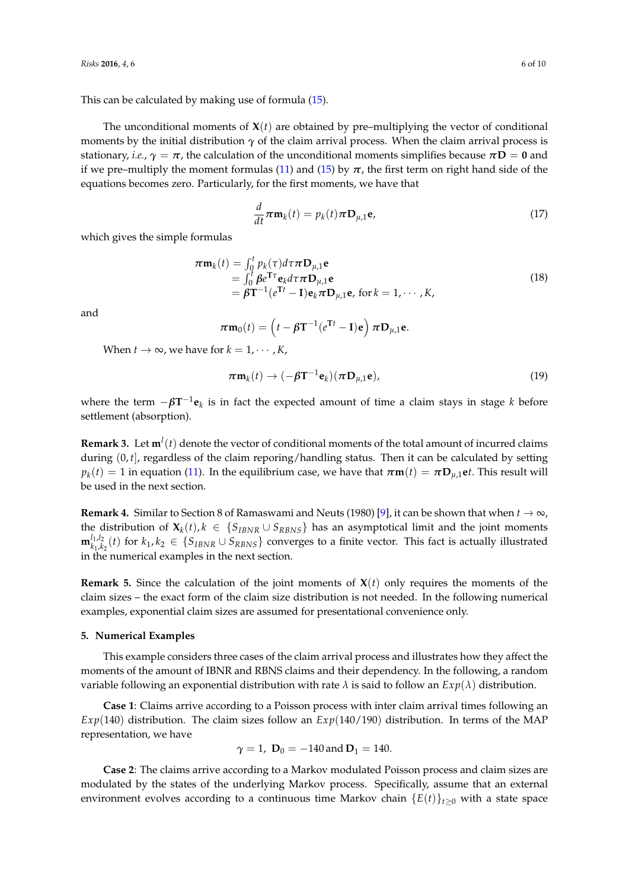This can be calculated by making use of formula (15).

The unconditional moments of $\mathbf{X}(t)$ are obtained by pre–multiplying the vector of conditional moments by the initial distribution $\boldsymbol{\gamma}$ of the claim arrival process. When the claim arrival process is stationary, *i.e.*, $\boldsymbol{\gamma} = \boldsymbol{\pi}$, the calculation of the unconditional moments simplifies because $\boldsymbol{\pi}\mathbf{D} = \mathbf{0}$ and if we pre–multiply the moment formulas (11) and (15) by $\boldsymbol{\pi}$, the first term on right hand side of the equations becomes zero. Particularly, for the first moments, we have that

$$\frac{d}{dt}\boldsymbol{\pi}\mathbf{m}_k(t) = p_k(t)\boldsymbol{\pi}\mathbf{D}_{\mu,1}\mathbf{e}, \tag{17}$$

which gives the simple formulas

$$\begin{aligned}
\boldsymbol{\pi}\mathbf{m}_k(t) &= \int_0^t p_k(\tau)d\tau\boldsymbol{\pi}\mathbf{D}_{\mu,1}\mathbf{e} \\
&= \int_0^t \boldsymbol{\beta}e^{\mathbf{T}\tau}\mathbf{e}_k d\tau\boldsymbol{\pi}\mathbf{D}_{\mu,1}\mathbf{e} \\
&= \boldsymbol{\beta}\mathbf{T}^{-1}(e^{\mathbf{T}t} - \mathbf{I})\mathbf{e}_k\boldsymbol{\pi}\mathbf{D}_{\mu,1}\mathbf{e}, \text{ for } k = 1, \cdots, K,
\end{aligned} \tag{18}$$

and

$$\boldsymbol{\pi}\mathbf{m}_0(t) = \left(t - \boldsymbol{\beta}\mathbf{T}^{-1}(e^{\mathbf{T}t} - \mathbf{I})\mathbf{e}\right)\boldsymbol{\pi}\mathbf{D}_{\mu,1}\mathbf{e}.$$

When $t \to \infty$, we have for $k = 1, \cdots, K$,

$$\boldsymbol{\pi}\mathbf{m}_k(t) \to (-\boldsymbol{\beta}\mathbf{T}^{-1}\mathbf{e}_k)(\boldsymbol{\pi}\mathbf{D}_{\mu,1}\mathbf{e}), \tag{19}$$

where the term $-\boldsymbol{\beta}\mathbf{T}^{-1}\mathbf{e}_k$ is in fact the expected amount of time a claim stays in stage $k$ before settlement (absorption).

**Remark 3.** Let $\mathbf{m}^l(t)$ denote the vector of conditional moments of the total amount of incurred claims during $(0, t]$, regardless of the claim reporing/handling status. Then it can be calculated by setting $p_k(t) = 1$ in equation (11). In the equilibrium case, we have that $\boldsymbol{\pi}\mathbf{m}(t) = \boldsymbol{\pi}\mathbf{D}_{\mu,1}\mathbf{e}t$. This result will be used in the next section.

**Remark 4.** Similar to Section 8 of Ramaswami and Neuts (1980) [9], it can be shown that when $t \to \infty$, the distribution of $\mathbf{X}_k(t), k \in \{S_{IBNR} \cup S_{RBNS}\}$ has an asymptotical limit and the joint moments $\mathbf{m}_{k_1,k_2}^{l_1,l_2}(t)$ for $k_1, k_2 \in \{S_{IBNR} \cup S_{RBNS}\}$ converges to a finite vector. This fact is actually illustrated in the numerical examples in the next section.

**Remark 5.** Since the calculation of the joint moments of $\mathbf{X}(t)$ only requires the moments of the claim sizes – the exact form of the claim size distribution is not needed. In the following numerical examples, exponential claim sizes are assumed for presentational convenience only.

## 5. Numerical Examples

This example considers three cases of the claim arrival process and illustrates how they affect the moments of the amount of IBNR and RBNS claims and their dependency. In the following, a random variable following an exponential distribution with rate $\lambda$ is said to follow an $Exp(\lambda)$ distribution.

**Case 1**: Claims arrive according to a Poisson process with inter claim arrival times following an $Exp(140)$ distribution. The claim sizes follow an $Exp(140/190)$ distribution. In terms of the MAP representation, we have

$$\gamma = 1,\ \mathbf{D}_0 = -140 \text{ and } \mathbf{D}_1 = 140.$$

**Case 2**: The claims arrive according to a Markov modulated Poisson process and claim sizes are modulated by the states of the underlying Markov process. Specifically, assume that an external environment evolves according to a continuous time Markov chain $\{E(t)\}_{t\geq 0}$ with a state space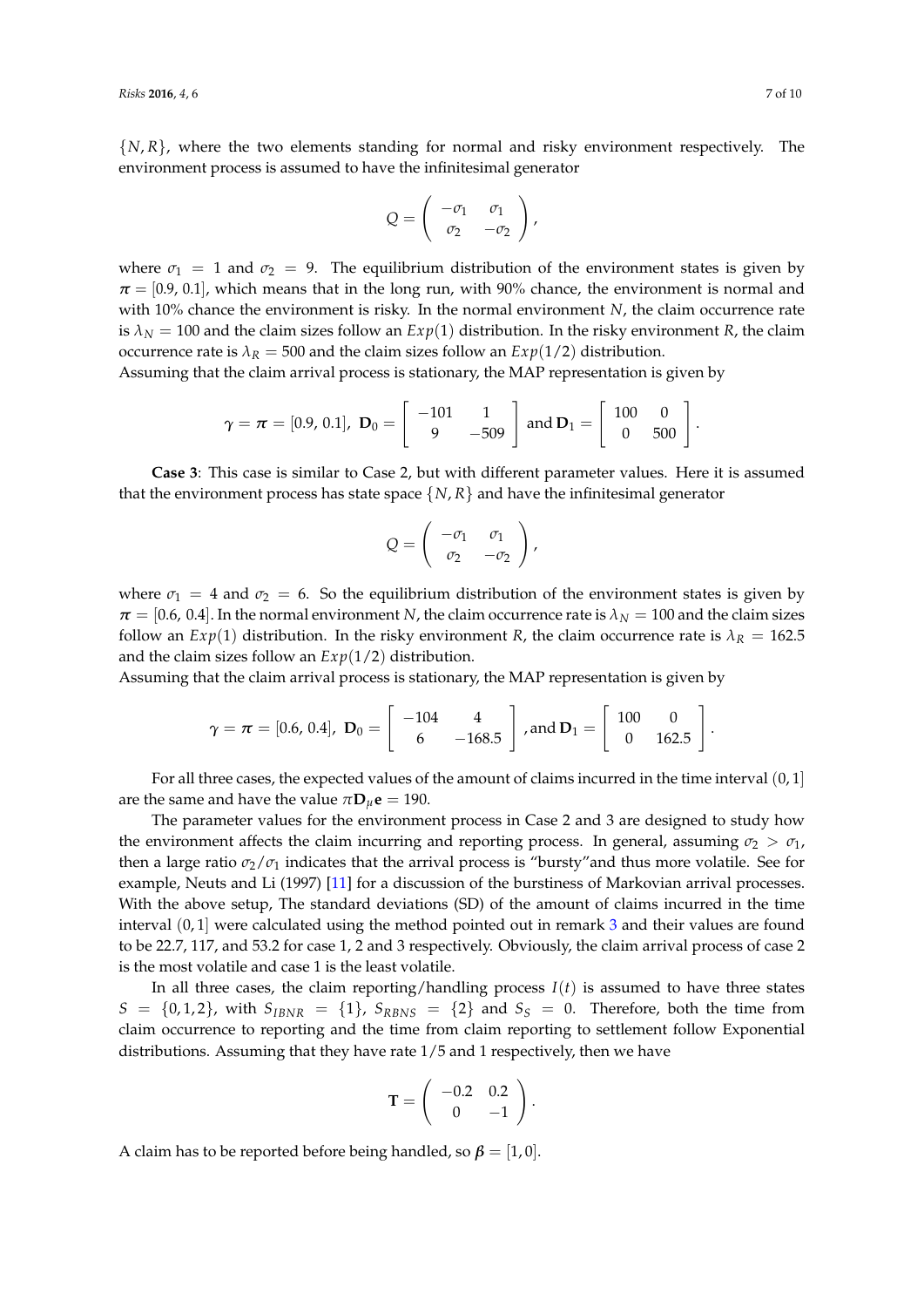$\{N, R\}$, where the two elements standing for normal and risky environment respectively. The environment process is assumed to have the infinitesimal generator

$$Q = \begin{pmatrix} -\sigma_1 & \sigma_1 \\ \sigma_2 & -\sigma_2 \end{pmatrix},$$

where $\sigma_1 = 1$ and $\sigma_2 = 9$. The equilibrium distribution of the environment states is given by $\boldsymbol{\pi} = [0.9, 0.1]$, which means that in the long run, with 90% chance, the environment is normal and with 10% chance the environment is risky. In the normal environment $N$, the claim occurrence rate is $\lambda_N = 100$ and the claim sizes follow an $Exp(1)$ distribution. In the risky environment $R$, the claim occurrence rate is $\lambda_R = 500$ and the claim sizes follow an $Exp(1/2)$ distribution.

Assuming that the claim arrival process is stationary, the MAP representation is given by

$$\boldsymbol{\gamma} = \boldsymbol{\pi} = [0.9, 0.1], \ \mathbf{D}_0 = \begin{bmatrix} -101 & 1 \\ 9 & -509 \end{bmatrix} \text{ and } \mathbf{D}_1 = \begin{bmatrix} 100 & 0 \\ 0 & 500 \end{bmatrix}.$$

**Case 3**: This case is similar to Case 2, but with different parameter values. Here it is assumed that the environment process has state space $\{N, R\}$ and have the infinitesimal generator

$$Q = \begin{pmatrix} -\sigma_1 & \sigma_1 \\ \sigma_2 & -\sigma_2 \end{pmatrix},$$

where $\sigma_1 = 4$ and $\sigma_2 = 6$. So the equilibrium distribution of the environment states is given by $\boldsymbol{\pi} = [0.6, 0.4]$. In the normal environment $N$, the claim occurrence rate is $\lambda_N = 100$ and the claim sizes follow an $Exp(1)$ distribution. In the risky environment $R$, the claim occurrence rate is $\lambda_R = 162.5$ and the claim sizes follow an $Exp(1/2)$ distribution.

Assuming that the claim arrival process is stationary, the MAP representation is given by

$$\boldsymbol{\gamma} = \boldsymbol{\pi} = [0.6, 0.4], \ \mathbf{D}_0 = \begin{bmatrix} -104 & 4 \\ 6 & -168.5 \end{bmatrix}, \text{and } \mathbf{D}_1 = \begin{bmatrix} 100 & 0 \\ 0 & 162.5 \end{bmatrix}.$$

For all three cases, the expected values of the amount of claims incurred in the time interval $(0, 1]$ are the same and have the value $\pi \mathbf{D}_\mu \mathbf{e} = 190$.

The parameter values for the environment process in Case 2 and 3 are designed to study how the environment affects the claim incurring and reporting process. In general, assuming $\sigma_2 > \sigma_1$, then a large ratio $\sigma_2/\sigma_1$ indicates that the arrival process is "bursty"and thus more volatile. See for example, Neuts and Li (1997) [11] for a discussion of the burstiness of Markovian arrival processes. With the above setup, The standard deviations (SD) of the amount of claims incurred in the time interval $(0, 1]$ were calculated using the method pointed out in remark 3 and their values are found to be 22.7, 117, and 53.2 for case 1, 2 and 3 respectively. Obviously, the claim arrival process of case 2 is the most volatile and case 1 is the least volatile.

In all three cases, the claim reporting/handling process $I(t)$ is assumed to have three states $S = \{0, 1, 2\}$, with $S_{IBNR} = \{1\}$, $S_{RBNS} = \{2\}$ and $S_S = 0$. Therefore, both the time from claim occurrence to reporting and the time from claim reporting to settlement follow Exponential distributions. Assuming that they have rate $1/5$ and 1 respectively, then we have

$$\mathbf{T} = \begin{pmatrix} -0.2 & 0.2 \\ 0 & -1 \end{pmatrix}.$$

A claim has to be reported before being handled, so $\boldsymbol{\beta} = [1, 0]$.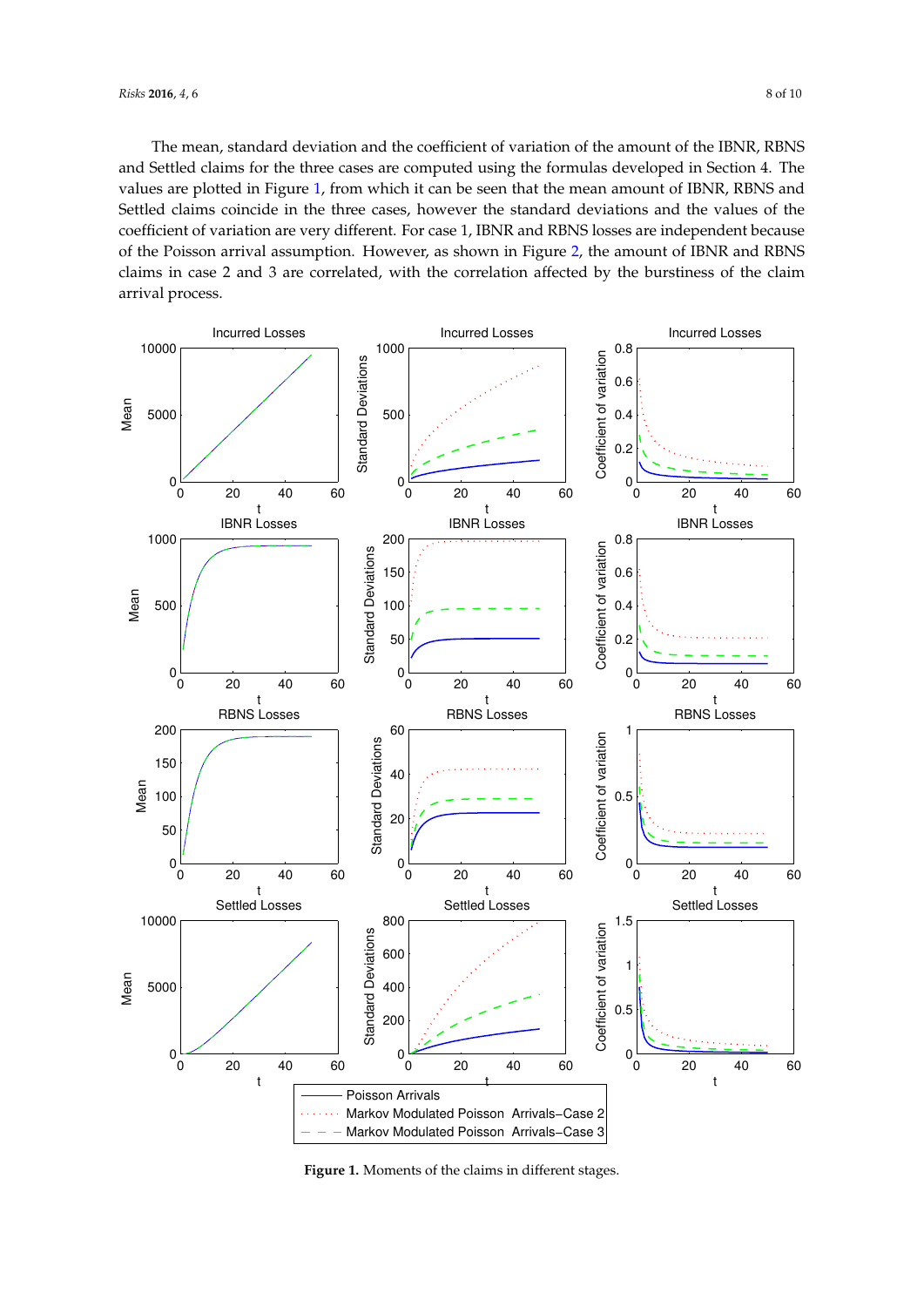The mean, standard deviation and the coefficient of variation of the amount of the IBNR, RBNS and Settled claims for the three cases are computed using the formulas developed in Section 4. The values are plotted in Figure 1, from which it can be seen that the mean amount of IBNR, RBNS and Settled claims coincide in the three cases, however the standard deviations and the values of the coefficient of variation are very different. For case 1, IBNR and RBNS losses are independent because of the Poisson arrival assumption. However, as shown in Figure 2, the amount of IBNR and RBNS claims in case 2 and 3 are correlated, with the correlation affected by the burstiness of the claim arrival process.

**Figure 1.** Moments of the claims in different stages.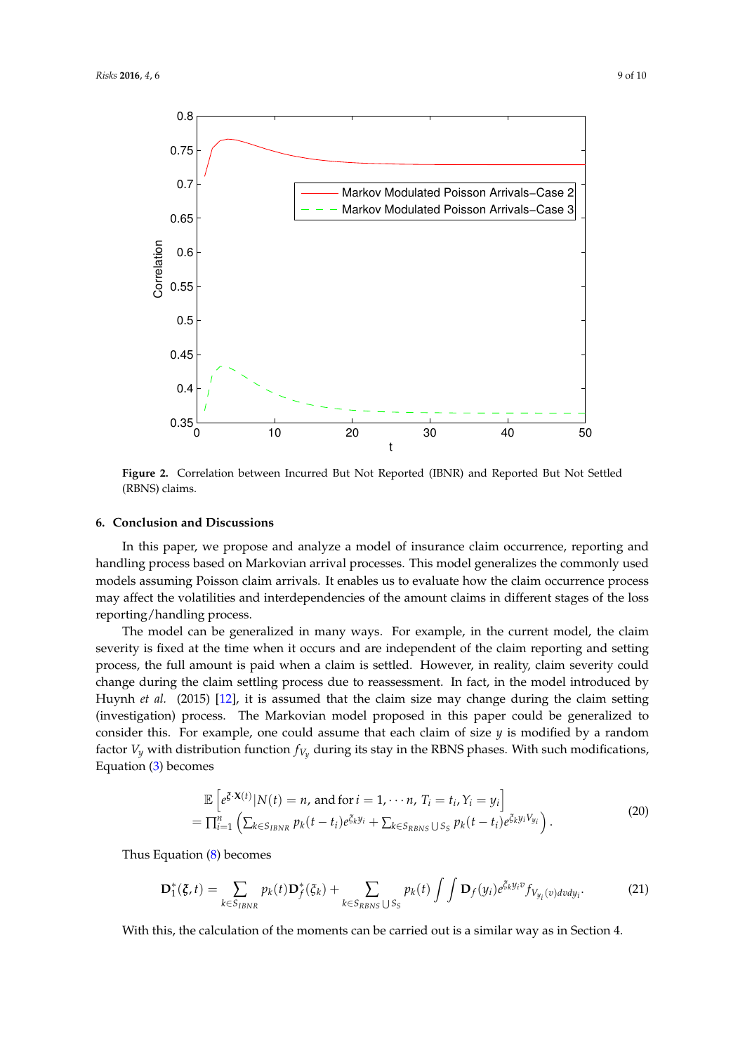**Figure 2.** Correlation between Incurred But Not Reported (IBNR) and Reported But Not Settled (RBNS) claims.

## 6. Conclusion and Discussions

In this paper, we propose and analyze a model of insurance claim occurrence, reporting and handling process based on Markovian arrival processes. This model generalizes the commonly used models assuming Poisson claim arrivals. It enables us to evaluate how the claim occurrence process may affect the volatilities and interdependencies of the amount claims in different stages of the loss reporting/handling process.

The model can be generalized in many ways. For example, in the current model, the claim severity is fixed at the time when it occurs and are independent of the claim reporting and setting process, the full amount is paid when a claim is settled. However, in reality, claim severity could change during the claim settling process due to reassessment. In fact, in the model introduced by Huynh *et al.* (2015) [12], it is assumed that the claim size may change during the claim setting (investigation) process. The Markovian model proposed in this paper could be generalized to consider this. For example, one could assume that each claim of size $y$ is modified by a random factor $V_y$ with distribution function $f_{V_y}$ during its stay in the RBNS phases. With such modifications, Equation (3) becomes

$$\begin{aligned} &\mathbb{E}\left[e^{\boldsymbol{\xi}\cdot\mathbf{X}(t)}|N(t)=n, \text{ and for } i=1,\cdots n,\ T_i=t_i, Y_i=y_i\right] \\ &=\prod_{i=1}^{n}\left(\sum_{k\in S_{IBNR}}p_k(t-t_i)e^{\xi_k y_i}+\sum_{k\in S_{RBNS}\bigcup S_S}p_k(t-t_i)e^{\xi_k y_i V_{y_i}}\right). \end{aligned} \tag{20}$$

Thus Equation (8) becomes

$$\mathbf{D}_1^*(\boldsymbol{\xi},t)=\sum_{k\in S_{IBNR}}p_k(t)\mathbf{D}_f^*(\xi_k)+\sum_{k\in S_{RBNS}\bigcup S_S}p_k(t)\int\int\mathbf{D}_f(y_i)e^{\xi_k y_i v}f_{V_{y_i}(v)dvdy_i}. \tag{21}$$

With this, the calculation of the moments can be carried out is a similar way as in Section 4.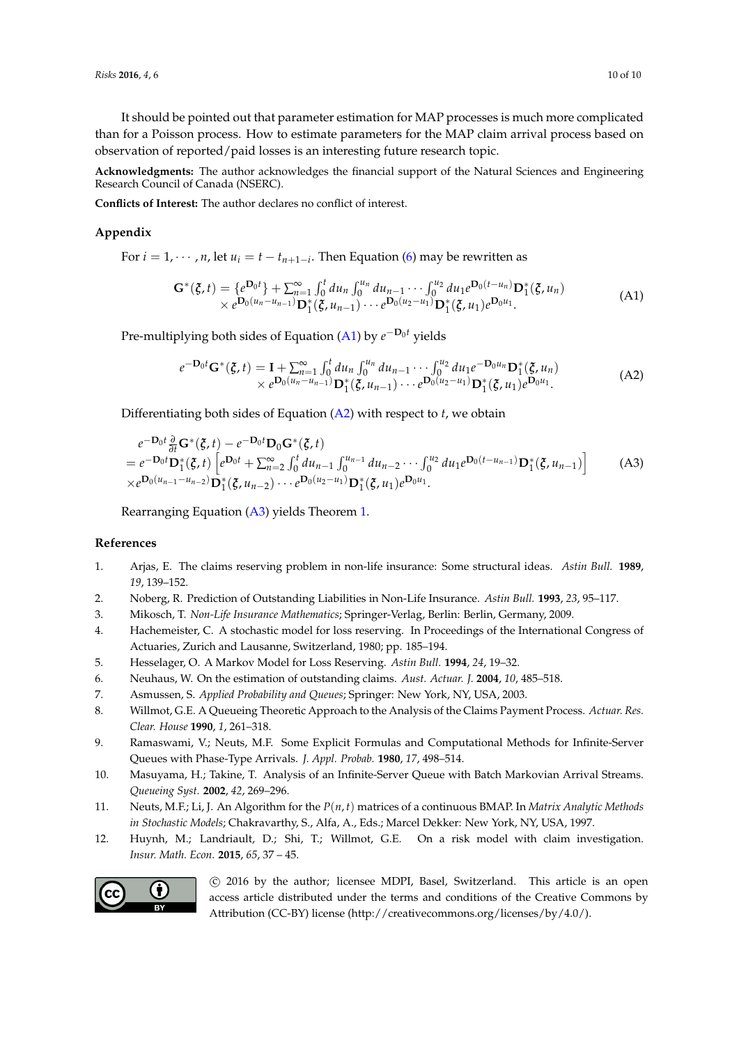It should be pointed out that parameter estimation for MAP processes is much more complicated than for a Poisson process. How to estimate parameters for the MAP claim arrival process based on observation of reported/paid losses is an interesting future research topic.

**Acknowledgments:** The author acknowledges the financial support of the Natural Sciences and Engineering Research Council of Canada (NSERC).

**Conflicts of Interest:** The author declares no conflict of interest.

## Appendix

For $i = 1, \cdots, n$, let $u_i = t - t_{n+1-i}$. Then Equation (6) may be rewritten as

$$\begin{aligned} \mathbf{G}^*(\boldsymbol{\xi}, t) = \{e^{\mathbf{D}_0 t}\} &+ \sum_{n=1}^{\infty} \int_0^t du_n \int_0^{u_n} du_{n-1} \cdots \int_0^{u_2} du_1 e^{\mathbf{D}_0 (t-u_n)} \mathbf{D}_1^*(\boldsymbol{\xi}, u_n) \\ &\times e^{\mathbf{D}_0 (u_n - u_{n-1})} \mathbf{D}_1^*(\boldsymbol{\xi}, u_{n-1}) \cdots e^{\mathbf{D}_0 (u_2 - u_1)} \mathbf{D}_1^*(\boldsymbol{\xi}, u_1) e^{\mathbf{D}_0 u_1}. \end{aligned} \tag{A1}$$

Pre-multiplying both sides of Equation (A1) by $e^{-\mathbf{D}_0 t}$ yields

$$\begin{aligned} e^{-\mathbf{D}_0 t} \mathbf{G}^*(\boldsymbol{\xi}, t) = \mathbf{I} &+ \sum_{n=1}^{\infty} \int_0^t du_n \int_0^{u_n} du_{n-1} \cdots \int_0^{u_2} du_1 e^{-\mathbf{D}_0 u_n} \mathbf{D}_1^*(\boldsymbol{\xi}, u_n) \\ &\times e^{\mathbf{D}_0 (u_n - u_{n-1})} \mathbf{D}_1^*(\boldsymbol{\xi}, u_{n-1}) \cdots e^{\mathbf{D}_0 (u_2 - u_1)} \mathbf{D}_1^*(\boldsymbol{\xi}, u_1) e^{\mathbf{D}_0 u_1}. \end{aligned} \tag{A2}$$

Differentiating both sides of Equation (A2) with respect to $t$, we obtain

$$\begin{aligned} &e^{-\mathbf{D}_0 t} \frac{\partial}{\partial t} \mathbf{G}^*(\boldsymbol{\xi}, t) - e^{-\mathbf{D}_0 t} \mathbf{D}_0 \mathbf{G}^*(\boldsymbol{\xi}, t) \\ &= e^{-\mathbf{D}_0 t} \mathbf{D}_1^*(\boldsymbol{\xi}, t) \left[ e^{\mathbf{D}_0 t} + \sum_{n=2}^{\infty} \int_0^t du_{n-1} \int_0^{u_{n-1}} du_{n-2} \cdots \int_0^{u_2} du_1 e^{\mathbf{D}_0 (t - u_{n-1})} \mathbf{D}_1^*(\boldsymbol{\xi}, u_{n-1}) \right] \\ &\times e^{\mathbf{D}_0 (u_{n-1} - u_{n-2})} \mathbf{D}_1^*(\boldsymbol{\xi}, u_{n-2}) \cdots e^{\mathbf{D}_0 (u_2 - u_1)} \mathbf{D}_1^*(\boldsymbol{\xi}, u_1) e^{\mathbf{D}_0 u_1}. \end{aligned} \tag{A3}$$

Rearranging Equation (A3) yields Theorem 1.

## References

1. Arjas, E. The claims reserving problem in non-life insurance: Some structural ideas. *Astin Bull.* **1989**, *19*, 139–152.
2. Noberg, R. Prediction of Outstanding Liabilities in Non-Life Insurance. *Astin Bull.* **1993**, *23*, 95–117.
3. Mikosch, T. *Non-Life Insurance Mathematics*; Springer-Verlag, Berlin: Berlin, Germany, 2009.
4. Hachemeister, C. A stochastic model for loss reserving. In Proceedings of the International Congress of Actuaries, Zurich and Lausanne, Switzerland, 1980; pp. 185–194.
5. Hesselager, O. A Markov Model for Loss Reserving. *Astin Bull.* **1994**, *24*, 19–32.
6. Neuhaus, W. On the estimation of outstanding claims. *Aust. Actuar. J.* **2004**, *10*, 485–518.
7. Asmussen, S. *Applied Probability and Queues*; Springer: New York, NY, USA, 2003.
8. Willmot, G.E. A Queueing Theoretic Approach to the Analysis of the Claims Payment Process. *Actuar. Res. Clear. House* **1990**, *1*, 261–318.
9. Ramaswami, V.; Neuts, M.F. Some Explicit Formulas and Computational Methods for Infinite-Server Queues with Phase-Type Arrivals. *J. Appl. Probab.* **1980**, *17*, 498–514.
10. Masuyama, H.; Takine, T. Analysis of an Infinite-Server Queue with Batch Markovian Arrival Streams. *Queueing Syst.* **2002**, *42*, 269–296.
11. Neuts, M.F.; Li, J. An Algorithm for the $P(n, t)$ matrices of a continuous BMAP. In *Matrix Analytic Methods in Stochastic Models*; Chakravarthy, S., Alfa, A., Eds.; Marcel Dekker: New York, NY, USA, 1997.
12. Huynh, M.; Landriault, D.; Shi, T.; Willmot, G.E. On a risk model with claim investigation. *Insur. Math. Econ.* **2015**, *65*, 37 – 45.

© 2016 by the author; licensee MDPI, Basel, Switzerland. This article is an open access article distributed under the terms and conditions of the Creative Commons by Attribution (CC-BY) license (http://creativecommons.org/licenses/by/4.0/).